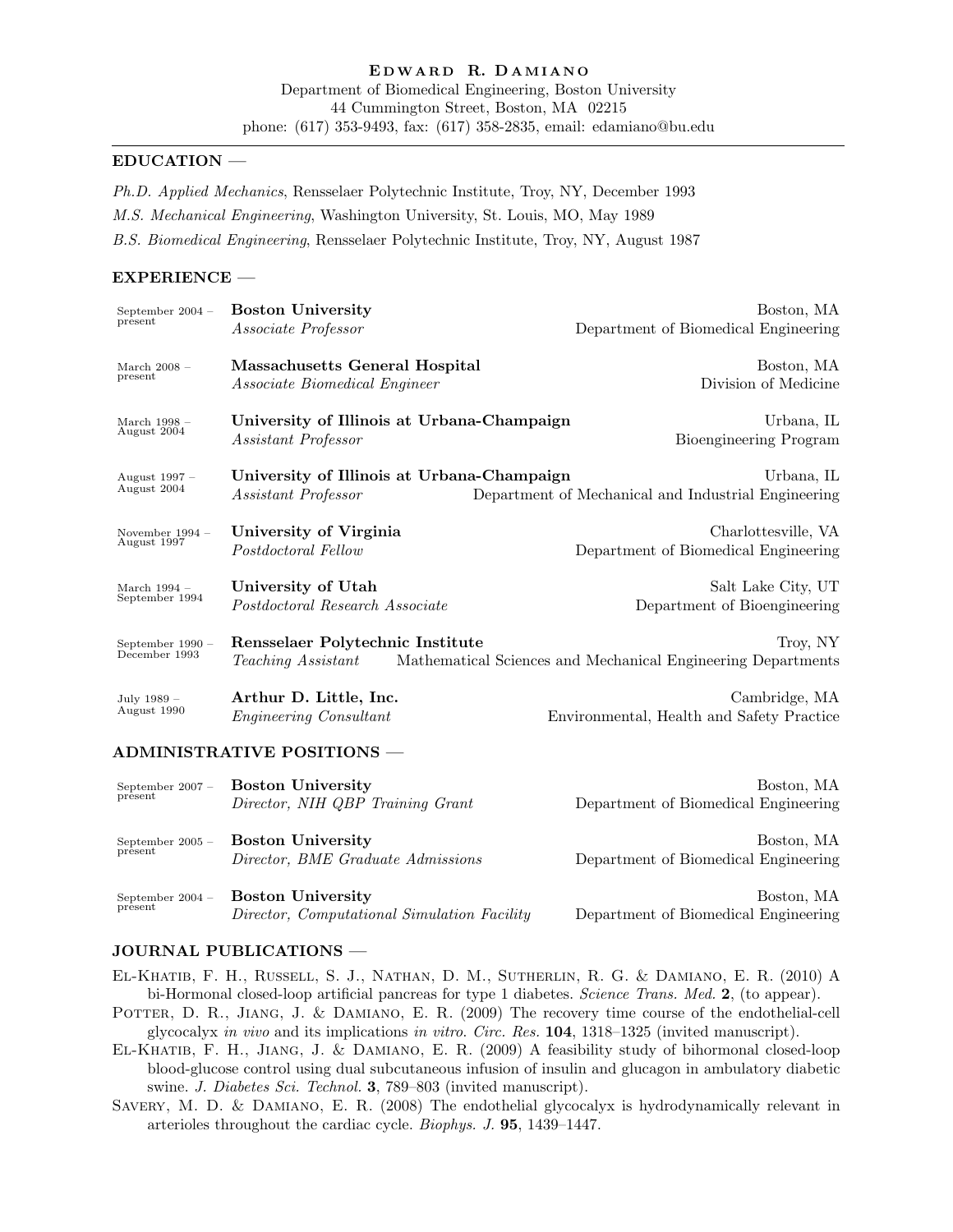# Edward R. Damiano

Department of Biomedical Engineering, Boston University
44 Cummington Street, Boston, MA 02215
phone: (617) 353-9493, fax: (617) 358-2835, email: edamiano@bu.edu

## EDUCATION —

*Ph.D. Applied Mechanics*, Rensselaer Polytechnic Institute, Troy, NY, December 1993

*M.S. Mechanical Engineering*, Washington University, St. Louis, MO, May 1989

*B.S. Biomedical Engineering*, Rensselaer Polytechnic Institute, Troy, NY, August 1987

## EXPERIENCE —

September 2004 – present — **Boston University**, Boston, MA
*Associate Professor*, Department of Biomedical Engineering

March 2008 – present — **Massachusetts General Hospital**, Boston, MA
*Associate Biomedical Engineer*, Division of Medicine

March 1998 – August 2004 — **University of Illinois at Urbana-Champaign**, Urbana, IL
*Assistant Professor*, Bioengineering Program

August 1997 – August 2004 — **University of Illinois at Urbana-Champaign**, Urbana, IL
*Assistant Professor*, Department of Mechanical and Industrial Engineering

November 1994 – August 1997 — **University of Virginia**, Charlottesville, VA
*Postdoctoral Fellow*, Department of Biomedical Engineering

March 1994 – September 1994 — **University of Utah**, Salt Lake City, UT
*Postdoctoral Research Associate*, Department of Bioengineering

September 1990 – December 1993 — **Rensselaer Polytechnic Institute**, Troy, NY
*Teaching Assistant*, Mathematical Sciences and Mechanical Engineering Departments

July 1989 – August 1990 — **Arthur D. Little, Inc.**, Cambridge, MA
*Engineering Consultant*, Environmental, Health and Safety Practice

## ADMINISTRATIVE POSITIONS —

September 2007 – present — **Boston University**, Boston, MA
*Director, NIH QBP Training Grant*, Department of Biomedical Engineering

September 2005 – present — **Boston University**, Boston, MA
*Director, BME Graduate Admissions*, Department of Biomedical Engineering

September 2004 – present — **Boston University**, Boston, MA
*Director, Computational Simulation Facility*, Department of Biomedical Engineering

## JOURNAL PUBLICATIONS —

El-Khatib, F. H., Russell, S. J., Nathan, D. M., Sutherlin, R. G. & Damiano, E. R. (2010) A bi-Hormonal closed-loop artificial pancreas for type 1 diabetes. *Science Trans. Med.* **2**, (to appear).

Potter, D. R., Jiang, J. & Damiano, E. R. (2009) The recovery time course of the endothelial-cell glycocalyx *in vivo* and its implications *in vitro*. *Circ. Res.* **104**, 1318–1325 (invited manuscript).

El-Khatib, F. H., Jiang, J. & Damiano, E. R. (2009) A feasibility study of bihormonal closed-loop blood-glucose control using dual subcutaneous infusion of insulin and glucagon in ambulatory diabetic swine. *J. Diabetes Sci. Technol.* **3**, 789–803 (invited manuscript).

Savery, M. D. & Damiano, E. R. (2008) The endothelial glycocalyx is hydrodynamically relevant in arterioles throughout the cardiac cycle. *Biophys. J.* **95**, 1439–1447.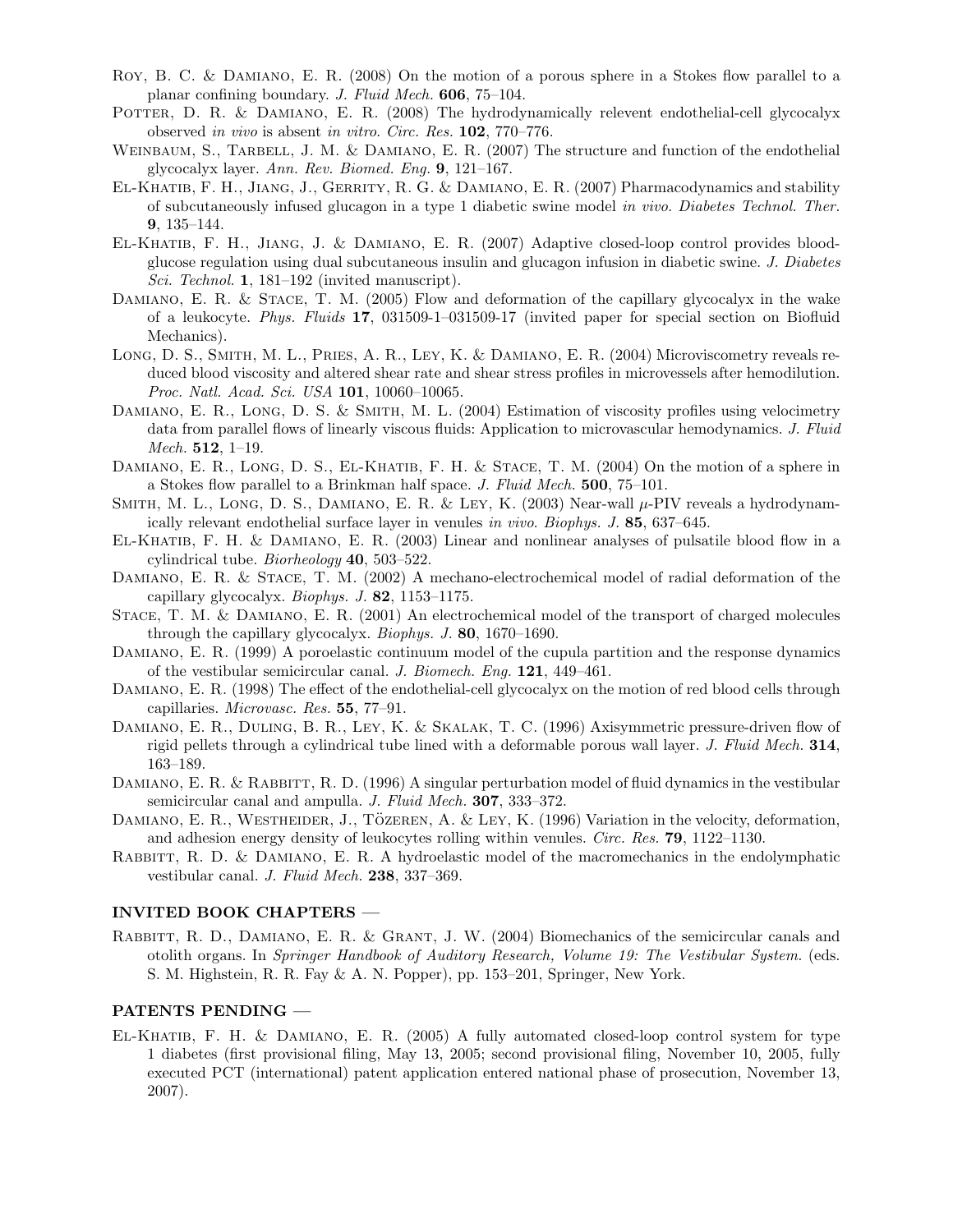Roy, B. C. & Damiano, E. R. (2008) On the motion of a porous sphere in a Stokes flow parallel to a planar confining boundary. *J. Fluid Mech.* **606**, 75–104.

Potter, D. R. & Damiano, E. R. (2008) The hydrodynamically relevent endothelial-cell glycocalyx observed *in vivo* is absent *in vitro*. *Circ. Res.* **102**, 770–776.

Weinbaum, S., Tarbell, J. M. & Damiano, E. R. (2007) The structure and function of the endothelial glycocalyx layer. *Ann. Rev. Biomed. Eng.* **9**, 121–167.

El-Khatib, F. H., Jiang, J., Gerrity, R. G. & Damiano, E. R. (2007) Pharmacodynamics and stability of subcutaneously infused glucagon in a type 1 diabetic swine model *in vivo*. *Diabetes Technol. Ther.* **9**, 135–144.

El-Khatib, F. H., Jiang, J. & Damiano, E. R. (2007) Adaptive closed-loop control provides blood-glucose regulation using dual subcutaneous insulin and glucagon infusion in diabetic swine. *J. Diabetes Sci. Technol.* **1**, 181–192 (invited manuscript).

Damiano, E. R. & Stace, T. M. (2005) Flow and deformation of the capillary glycocalyx in the wake of a leukocyte. *Phys. Fluids* **17**, 031509-1–031509-17 (invited paper for special section on Biofluid Mechanics).

Long, D. S., Smith, M. L., Pries, A. R., Ley, K. & Damiano, E. R. (2004) Microviscometry reveals reduced blood viscosity and altered shear rate and shear stress profiles in microvessels after hemodilution. *Proc. Natl. Acad. Sci. USA* **101**, 10060–10065.

Damiano, E. R., Long, D. S. & Smith, M. L. (2004) Estimation of viscosity profiles using velocimetry data from parallel flows of linearly viscous fluids: Application to microvascular hemodynamics. *J. Fluid Mech.* **512**, 1–19.

Damiano, E. R., Long, D. S., El-Khatib, F. H. & Stace, T. M. (2004) On the motion of a sphere in a Stokes flow parallel to a Brinkman half space. *J. Fluid Mech.* **500**, 75–101.

Smith, M. L., Long, D. S., Damiano, E. R. & Ley, K. (2003) Near-wall $\mu$-PIV reveals a hydrodynamically relevant endothelial surface layer in venules *in vivo*. *Biophys. J.* **85**, 637–645.

El-Khatib, F. H. & Damiano, E. R. (2003) Linear and nonlinear analyses of pulsatile blood flow in a cylindrical tube. *Biorheology* **40**, 503–522.

Damiano, E. R. & Stace, T. M. (2002) A mechano-electrochemical model of radial deformation of the capillary glycocalyx. *Biophys. J.* **82**, 1153–1175.

Stace, T. M. & Damiano, E. R. (2001) An electrochemical model of the transport of charged molecules through the capillary glycocalyx. *Biophys. J.* **80**, 1670–1690.

Damiano, E. R. (1999) A poroelastic continuum model of the cupula partition and the response dynamics of the vestibular semicircular canal. *J. Biomech. Eng.* **121**, 449–461.

Damiano, E. R. (1998) The effect of the endothelial-cell glycocalyx on the motion of red blood cells through capillaries. *Microvasc. Res.* **55**, 77–91.

Damiano, E. R., Duling, B. R., Ley, K. & Skalak, T. C. (1996) Axisymmetric pressure-driven flow of rigid pellets through a cylindrical tube lined with a deformable porous wall layer. *J. Fluid Mech.* **314**, 163–189.

Damiano, E. R. & Rabbitt, R. D. (1996) A singular perturbation model of fluid dynamics in the vestibular semicircular canal and ampulla. *J. Fluid Mech.* **307**, 333–372.

Damiano, E. R., Westheider, J., Tözeren, A. & Ley, K. (1996) Variation in the velocity, deformation, and adhesion energy density of leukocytes rolling within venules. *Circ. Res.* **79**, 1122–1130.

Rabbitt, R. D. & Damiano, E. R. A hydroelastic model of the macromechanics in the endolymphatic vestibular canal. *J. Fluid Mech.* **238**, 337–369.

## INVITED BOOK CHAPTERS —

Rabbitt, R. D., Damiano, E. R. & Grant, J. W. (2004) Biomechanics of the semicircular canals and otolith organs. In *Springer Handbook of Auditory Research, Volume 19: The Vestibular System.* (eds. S. M. Highstein, R. R. Fay & A. N. Popper), pp. 153–201, Springer, New York.

## PATENTS PENDING —

El-Khatib, F. H. & Damiano, E. R. (2005) A fully automated closed-loop control system for type 1 diabetes (first provisional filing, May 13, 2005; second provisional filing, November 10, 2005, fully executed PCT (international) patent application entered national phase of prosecution, November 13, 2007).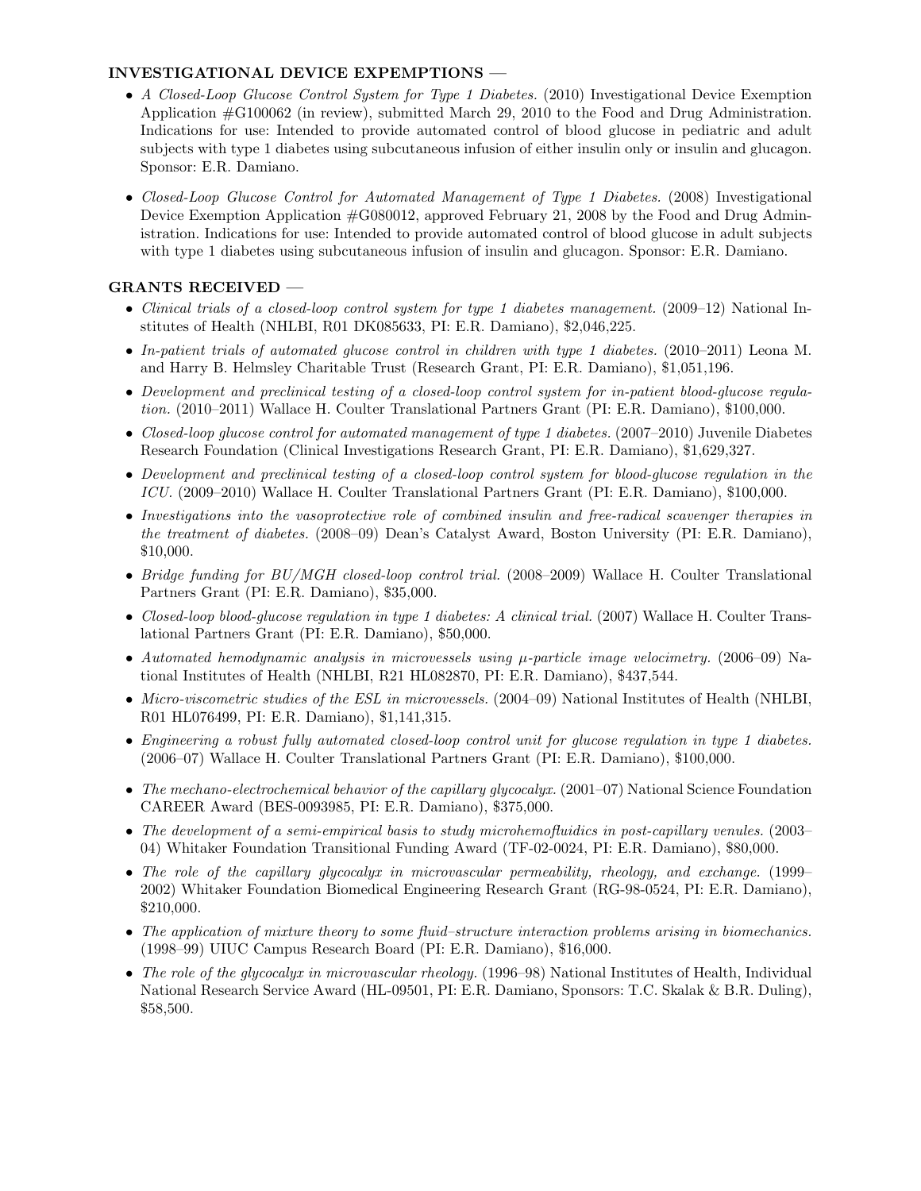**INVESTIGATIONAL DEVICE EXPEMPTIONS —**

- *A Closed-Loop Glucose Control System for Type 1 Diabetes.* (2010) Investigational Device Exemption Application #G100062 (in review), submitted March 29, 2010 to the Food and Drug Administration. Indications for use: Intended to provide automated control of blood glucose in pediatric and adult subjects with type 1 diabetes using subcutaneous infusion of either insulin only or insulin and glucagon. Sponsor: E.R. Damiano.

- *Closed-Loop Glucose Control for Automated Management of Type 1 Diabetes.* (2008) Investigational Device Exemption Application #G080012, approved February 21, 2008 by the Food and Drug Administration. Indications for use: Intended to provide automated control of blood glucose in adult subjects with type 1 diabetes using subcutaneous infusion of insulin and glucagon. Sponsor: E.R. Damiano.

**GRANTS RECEIVED —**

- *Clinical trials of a closed-loop control system for type 1 diabetes management.* (2009–12) National Institutes of Health (NHLBI, R01 DK085633, PI: E.R. Damiano), $2,046,225.
- *In-patient trials of automated glucose control in children with type 1 diabetes.* (2010–2011) Leona M. and Harry B. Helmsley Charitable Trust (Research Grant, PI: E.R. Damiano), $1,051,196.
- *Development and preclinical testing of a closed-loop control system for in-patient blood-glucose regulation.* (2010–2011) Wallace H. Coulter Translational Partners Grant (PI: E.R. Damiano), $100,000.
- *Closed-loop glucose control for automated management of type 1 diabetes.* (2007–2010) Juvenile Diabetes Research Foundation (Clinical Investigations Research Grant, PI: E.R. Damiano), $1,629,327.
- *Development and preclinical testing of a closed-loop control system for blood-glucose regulation in the ICU.* (2009–2010) Wallace H. Coulter Translational Partners Grant (PI: E.R. Damiano), $100,000.
- *Investigations into the vasoprotective role of combined insulin and free-radical scavenger therapies in the treatment of diabetes.* (2008–09) Dean's Catalyst Award, Boston University (PI: E.R. Damiano), $10,000.
- *Bridge funding for BU/MGH closed-loop control trial.* (2008–2009) Wallace H. Coulter Translational Partners Grant (PI: E.R. Damiano), $35,000.
- *Closed-loop blood-glucose regulation in type 1 diabetes: A clinical trial.* (2007) Wallace H. Coulter Translational Partners Grant (PI: E.R. Damiano), $50,000.
- *Automated hemodynamic analysis in microvessels using $\mu$-particle image velocimetry.* (2006–09) National Institutes of Health (NHLBI, R21 HL082870, PI: E.R. Damiano), $437,544.
- *Micro-viscometric studies of the ESL in microvessels.* (2004–09) National Institutes of Health (NHLBI, R01 HL076499, PI: E.R. Damiano), $1,141,315.
- *Engineering a robust fully automated closed-loop control unit for glucose regulation in type 1 diabetes.* (2006–07) Wallace H. Coulter Translational Partners Grant (PI: E.R. Damiano), $100,000.
- *The mechano-electrochemical behavior of the capillary glycocalyx.* (2001–07) National Science Foundation CAREER Award (BES-0093985, PI: E.R. Damiano), $375,000.
- *The development of a semi-empirical basis to study microhemofluidics in post-capillary venules.* (2003–04) Whitaker Foundation Transitional Funding Award (TF-02-0024, PI: E.R. Damiano), $80,000.
- *The role of the capillary glycocalyx in microvascular permeability, rheology, and exchange.* (1999–2002) Whitaker Foundation Biomedical Engineering Research Grant (RG-98-0524, PI: E.R. Damiano), $210,000.
- *The application of mixture theory to some fluid–structure interaction problems arising in biomechanics.* (1998–99) UIUC Campus Research Board (PI: E.R. Damiano), $16,000.
- *The role of the glycocalyx in microvascular rheology.* (1996–98) National Institutes of Health, Individual National Research Service Award (HL-09501, PI: E.R. Damiano, Sponsors: T.C. Skalak & B.R. Duling), $58,500.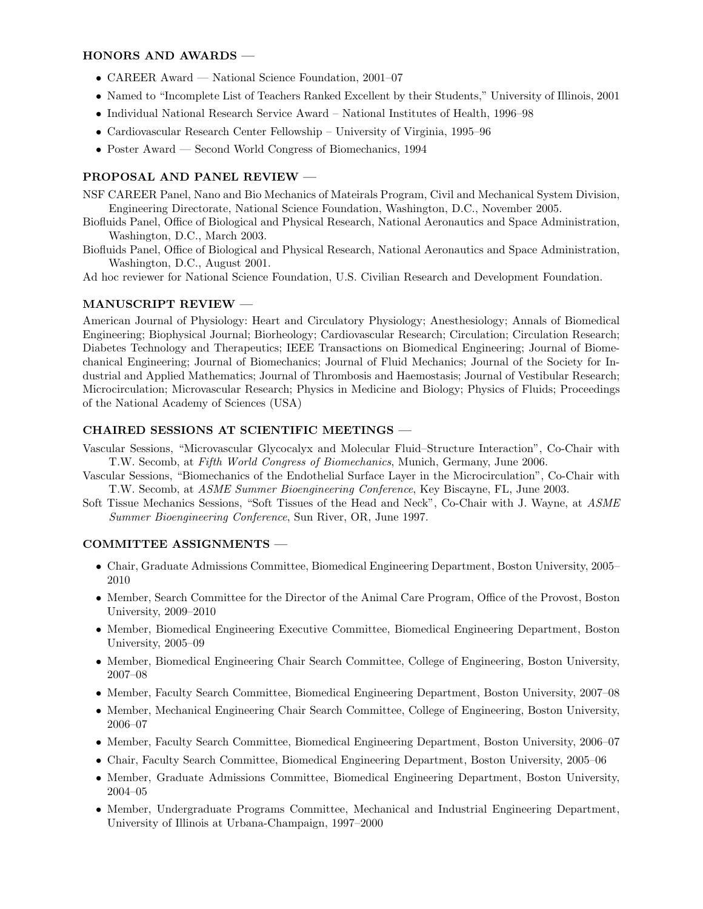### HONORS AND AWARDS —

- CAREER Award — National Science Foundation, 2001–07
- Named to "Incomplete List of Teachers Ranked Excellent by their Students," University of Illinois, 2001
- Individual National Research Service Award – National Institutes of Health, 1996–98
- Cardiovascular Research Center Fellowship – University of Virginia, 1995–96
- Poster Award — Second World Congress of Biomechanics, 1994

### PROPOSAL AND PANEL REVIEW —

NSF CAREER Panel, Nano and Bio Mechanics of Mateirals Program, Civil and Mechanical System Division, Engineering Directorate, National Science Foundation, Washington, D.C., November 2005.

Biofluids Panel, Office of Biological and Physical Research, National Aeronautics and Space Administration, Washington, D.C., March 2003.

Biofluids Panel, Office of Biological and Physical Research, National Aeronautics and Space Administration, Washington, D.C., August 2001.

Ad hoc reviewer for National Science Foundation, U.S. Civilian Research and Development Foundation.

### MANUSCRIPT REVIEW —

American Journal of Physiology: Heart and Circulatory Physiology; Anesthesiology; Annals of Biomedical Engineering; Biophysical Journal; Biorheology; Cardiovascular Research; Circulation; Circulation Research; Diabetes Technology and Therapeutics; IEEE Transactions on Biomedical Engineering; Journal of Biomechanical Engineering; Journal of Biomechanics; Journal of Fluid Mechanics; Journal of the Society for Industrial and Applied Mathematics; Journal of Thrombosis and Haemostasis; Journal of Vestibular Research; Microcirculation; Microvascular Research; Physics in Medicine and Biology; Physics of Fluids; Proceedings of the National Academy of Sciences (USA)

### CHAIRED SESSIONS AT SCIENTIFIC MEETINGS —

Vascular Sessions, "Microvascular Glycocalyx and Molecular Fluid–Structure Interaction", Co-Chair with T.W. Secomb, at *Fifth World Congress of Biomechanics*, Munich, Germany, June 2006.

Vascular Sessions, "Biomechanics of the Endothelial Surface Layer in the Microcirculation", Co-Chair with T.W. Secomb, at *ASME Summer Bioengineering Conference*, Key Biscayne, FL, June 2003.

Soft Tissue Mechanics Sessions, "Soft Tissues of the Head and Neck", Co-Chair with J. Wayne, at *ASME Summer Bioengineering Conference*, Sun River, OR, June 1997.

### COMMITTEE ASSIGNMENTS —

- Chair, Graduate Admissions Committee, Biomedical Engineering Department, Boston University, 2005–2010
- Member, Search Committee for the Director of the Animal Care Program, Office of the Provost, Boston University, 2009–2010
- Member, Biomedical Engineering Executive Committee, Biomedical Engineering Department, Boston University, 2005–09
- Member, Biomedical Engineering Chair Search Committee, College of Engineering, Boston University, 2007–08
- Member, Faculty Search Committee, Biomedical Engineering Department, Boston University, 2007–08
- Member, Mechanical Engineering Chair Search Committee, College of Engineering, Boston University, 2006–07
- Member, Faculty Search Committee, Biomedical Engineering Department, Boston University, 2006–07
- Chair, Faculty Search Committee, Biomedical Engineering Department, Boston University, 2005–06
- Member, Graduate Admissions Committee, Biomedical Engineering Department, Boston University, 2004–05
- Member, Undergraduate Programs Committee, Mechanical and Industrial Engineering Department, University of Illinois at Urbana-Champaign, 1997–2000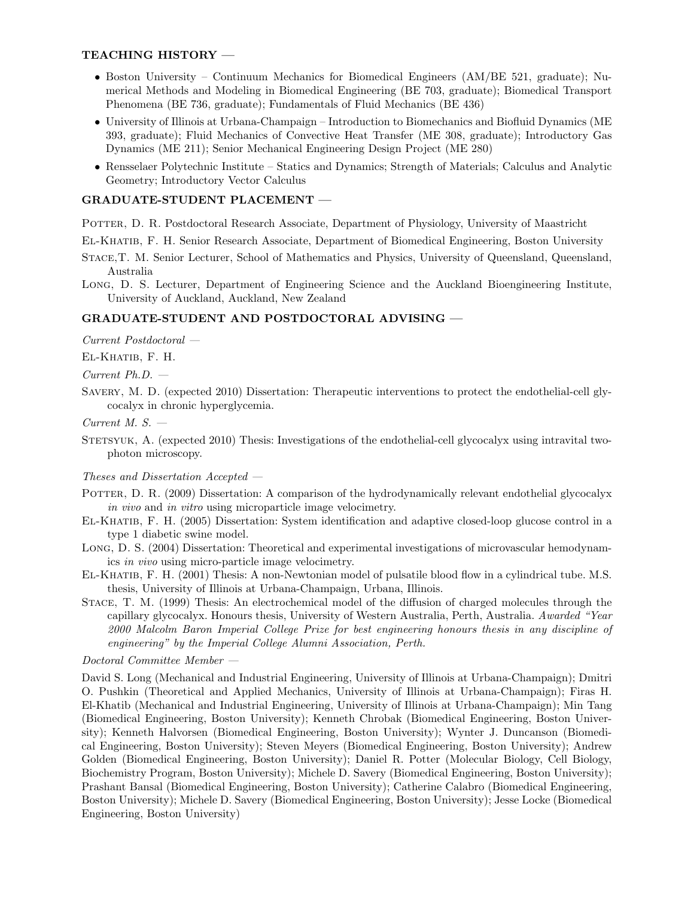## TEACHING HISTORY —

- Boston University – Continuum Mechanics for Biomedical Engineers (AM/BE 521, graduate); Numerical Methods and Modeling in Biomedical Engineering (BE 703, graduate); Biomedical Transport Phenomena (BE 736, graduate); Fundamentals of Fluid Mechanics (BE 436)
- University of Illinois at Urbana-Champaign – Introduction to Biomechanics and Biofluid Dynamics (ME 393, graduate); Fluid Mechanics of Convective Heat Transfer (ME 308, graduate); Introductory Gas Dynamics (ME 211); Senior Mechanical Engineering Design Project (ME 280)
- Rensselaer Polytechnic Institute – Statics and Dynamics; Strength of Materials; Calculus and Analytic Geometry; Introductory Vector Calculus

## GRADUATE-STUDENT PLACEMENT —

Potter, D. R. Postdoctoral Research Associate, Department of Physiology, University of Maastricht

El-Khatib, F. H. Senior Research Associate, Department of Biomedical Engineering, Boston University

Stace, T. M. Senior Lecturer, School of Mathematics and Physics, University of Queensland, Queensland, Australia

Long, D. S. Lecturer, Department of Engineering Science and the Auckland Bioengineering Institute, University of Auckland, Auckland, New Zealand

## GRADUATE-STUDENT AND POSTDOCTORAL ADVISING —

*Current Postdoctoral —*

El-Khatib, F. H.

*Current Ph.D. —*

Savery, M. D. (expected 2010) Dissertation: Therapeutic interventions to protect the endothelial-cell glycocalyx in chronic hyperglycemia.

*Current M. S. —*

Stetsyuk, A. (expected 2010) Thesis: Investigations of the endothelial-cell glycocalyx using intravital two-photon microscopy.

*Theses and Dissertation Accepted —*

Potter, D. R. (2009) Dissertation: A comparison of the hydrodynamically relevant endothelial glycocalyx *in vivo* and *in vitro* using microparticle image velocimetry.

El-Khatib, F. H. (2005) Dissertation: System identification and adaptive closed-loop glucose control in a type 1 diabetic swine model.

Long, D. S. (2004) Dissertation: Theoretical and experimental investigations of microvascular hemodynamics *in vivo* using micro-particle image velocimetry.

El-Khatib, F. H. (2001) Thesis: A non-Newtonian model of pulsatile blood flow in a cylindrical tube. M.S. thesis, University of Illinois at Urbana-Champaign, Urbana, Illinois.

Stace, T. M. (1999) Thesis: An electrochemical model of the diffusion of charged molecules through the capillary glycocalyx. Honours thesis, University of Western Australia, Perth, Australia. *Awarded "Year 2000 Malcolm Baron Imperial College Prize for best engineering honours thesis in any discipline of engineering" by the Imperial College Alumni Association, Perth.*

*Doctoral Committee Member —*

David S. Long (Mechanical and Industrial Engineering, University of Illinois at Urbana-Champaign); Dmitri O. Pushkin (Theoretical and Applied Mechanics, University of Illinois at Urbana-Champaign); Firas H. El-Khatib (Mechanical and Industrial Engineering, University of Illinois at Urbana-Champaign); Min Tang (Biomedical Engineering, Boston University); Kenneth Chrobak (Biomedical Engineering, Boston University); Kenneth Halvorsen (Biomedical Engineering, Boston University); Wynter J. Duncanson (Biomedical Engineering, Boston University); Steven Meyers (Biomedical Engineering, Boston University); Andrew Golden (Biomedical Engineering, Boston University); Daniel R. Potter (Molecular Biology, Cell Biology, Biochemistry Program, Boston University); Michele D. Savery (Biomedical Engineering, Boston University); Prashant Bansal (Biomedical Engineering, Boston University); Catherine Calabro (Biomedical Engineering, Boston University); Michele D. Savery (Biomedical Engineering, Boston University); Jesse Locke (Biomedical Engineering, Boston University)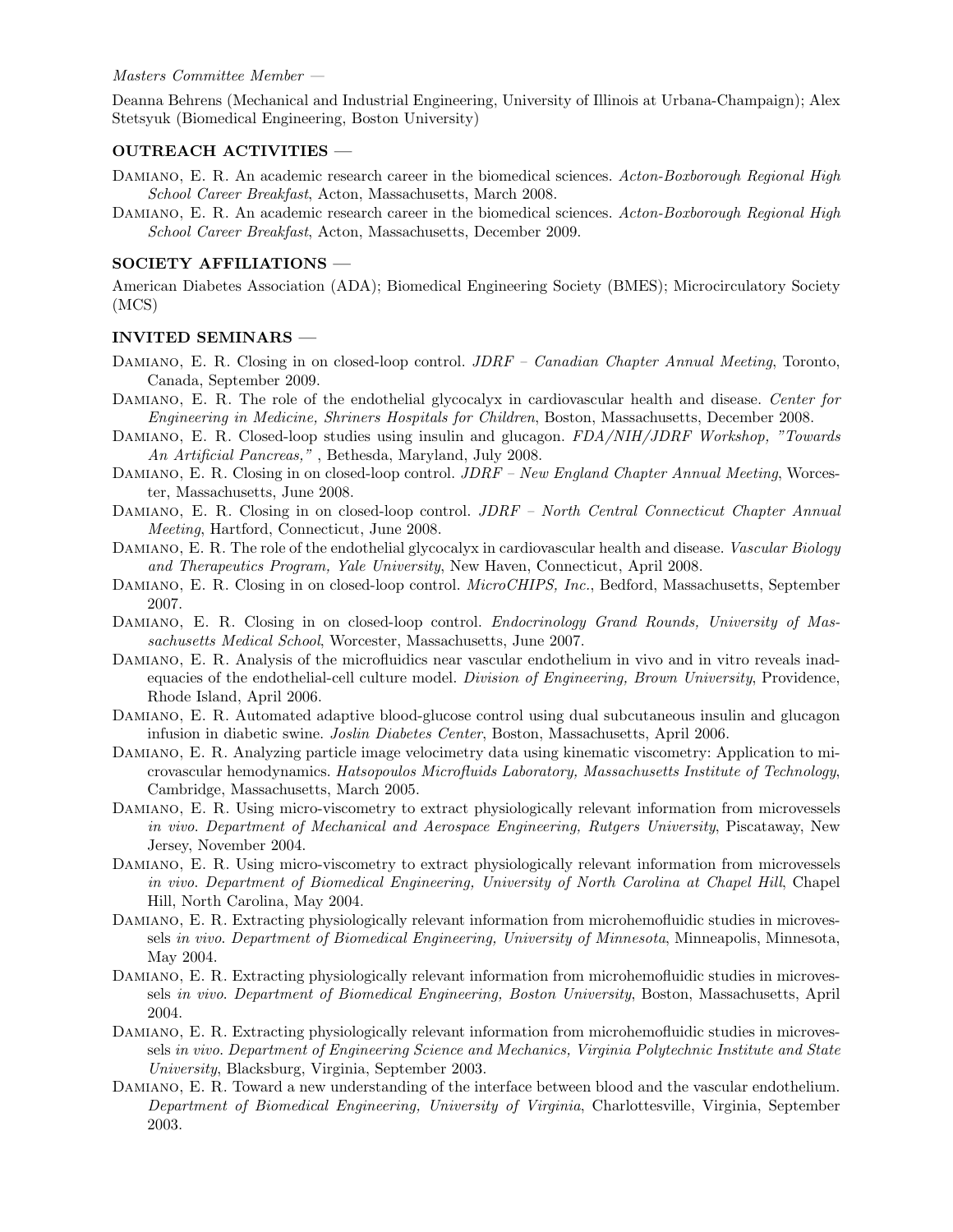*Masters Committee Member —*

Deanna Behrens (Mechanical and Industrial Engineering, University of Illinois at Urbana-Champaign); Alex Stetsyuk (Biomedical Engineering, Boston University)

### OUTREACH ACTIVITIES —

Damiano, E. R. An academic research career in the biomedical sciences. *Acton-Boxborough Regional High School Career Breakfast*, Acton, Massachusetts, March 2008.

Damiano, E. R. An academic research career in the biomedical sciences. *Acton-Boxborough Regional High School Career Breakfast*, Acton, Massachusetts, December 2009.

### SOCIETY AFFILIATIONS —

American Diabetes Association (ADA); Biomedical Engineering Society (BMES); Microcirculatory Society (MCS)

### INVITED SEMINARS —

Damiano, E. R. Closing in on closed-loop control. *JDRF – Canadian Chapter Annual Meeting*, Toronto, Canada, September 2009.

Damiano, E. R. The role of the endothelial glycocalyx in cardiovascular health and disease. *Center for Engineering in Medicine, Shriners Hospitals for Children*, Boston, Massachusetts, December 2008.

Damiano, E. R. Closed-loop studies using insulin and glucagon. *FDA/NIH/JDRF Workshop, "Towards An Artificial Pancreas,"* , Bethesda, Maryland, July 2008.

Damiano, E. R. Closing in on closed-loop control. *JDRF – New England Chapter Annual Meeting*, Worcester, Massachusetts, June 2008.

Damiano, E. R. Closing in on closed-loop control. *JDRF – North Central Connecticut Chapter Annual Meeting*, Hartford, Connecticut, June 2008.

Damiano, E. R. The role of the endothelial glycocalyx in cardiovascular health and disease. *Vascular Biology and Therapeutics Program, Yale University*, New Haven, Connecticut, April 2008.

Damiano, E. R. Closing in on closed-loop control. *MicroCHIPS, Inc.*, Bedford, Massachusetts, September 2007.

Damiano, E. R. Closing in on closed-loop control. *Endocrinology Grand Rounds, University of Massachusetts Medical School*, Worcester, Massachusetts, June 2007.

Damiano, E. R. Analysis of the microfluidics near vascular endothelium in vivo and in vitro reveals inadequacies of the endothelial-cell culture model. *Division of Engineering, Brown University*, Providence, Rhode Island, April 2006.

Damiano, E. R. Automated adaptive blood-glucose control using dual subcutaneous insulin and glucagon infusion in diabetic swine. *Joslin Diabetes Center*, Boston, Massachusetts, April 2006.

Damiano, E. R. Analyzing particle image velocimetry data using kinematic viscometry: Application to microvascular hemodynamics. *Hatsopoulos Microfluids Laboratory, Massachusetts Institute of Technology*, Cambridge, Massachusetts, March 2005.

Damiano, E. R. Using micro-viscometry to extract physiologically relevant information from microvessels *in vivo*. *Department of Mechanical and Aerospace Engineering, Rutgers University*, Piscataway, New Jersey, November 2004.

Damiano, E. R. Using micro-viscometry to extract physiologically relevant information from microvessels *in vivo*. *Department of Biomedical Engineering, University of North Carolina at Chapel Hill*, Chapel Hill, North Carolina, May 2004.

Damiano, E. R. Extracting physiologically relevant information from microhemofluidic studies in microvessels *in vivo*. *Department of Biomedical Engineering, University of Minnesota*, Minneapolis, Minnesota, May 2004.

Damiano, E. R. Extracting physiologically relevant information from microhemofluidic studies in microvessels *in vivo*. *Department of Biomedical Engineering, Boston University*, Boston, Massachusetts, April 2004.

Damiano, E. R. Extracting physiologically relevant information from microhemofluidic studies in microvessels *in vivo*. *Department of Engineering Science and Mechanics, Virginia Polytechnic Institute and State University*, Blacksburg, Virginia, September 2003.

Damiano, E. R. Toward a new understanding of the interface between blood and the vascular endothelium. *Department of Biomedical Engineering, University of Virginia*, Charlottesville, Virginia, September 2003.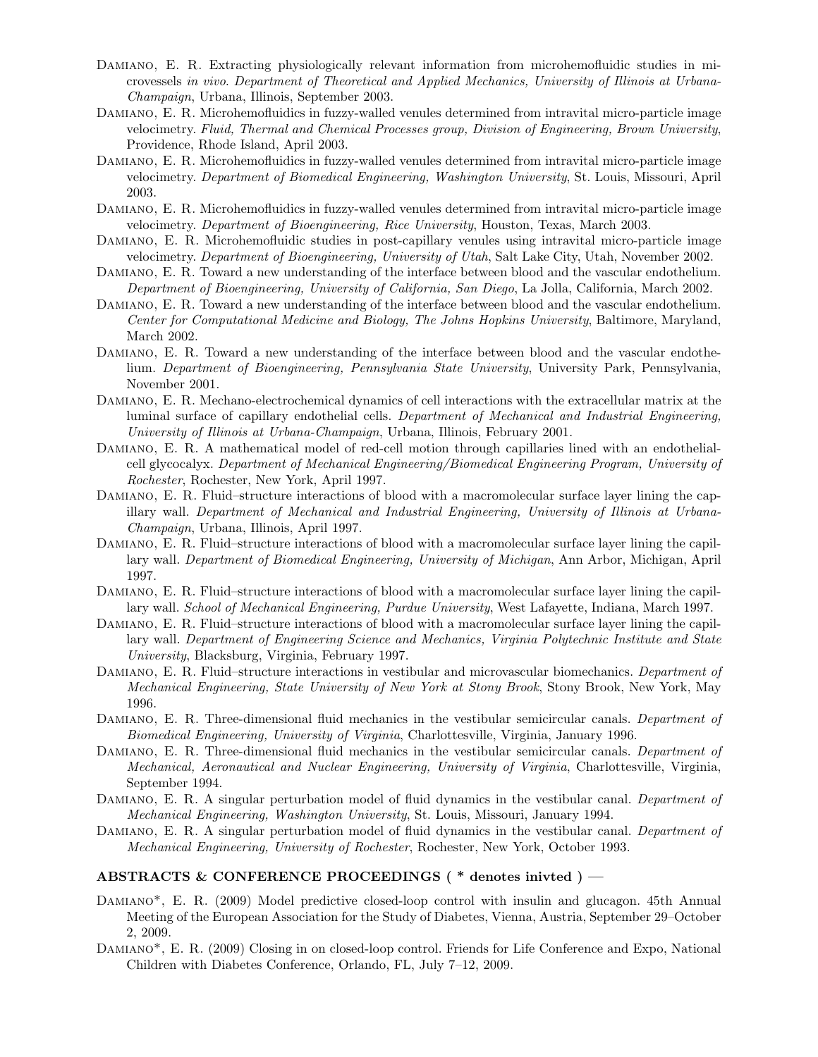Damiano, E. R. Extracting physiologically relevant information from microhemofluidic studies in microvessels *in vivo*. *Department of Theoretical and Applied Mechanics, University of Illinois at Urbana-Champaign*, Urbana, Illinois, September 2003.

Damiano, E. R. Microhemofluidics in fuzzy-walled venules determined from intravital micro-particle image velocimetry. *Fluid, Thermal and Chemical Processes group, Division of Engineering, Brown University*, Providence, Rhode Island, April 2003.

Damiano, E. R. Microhemofluidics in fuzzy-walled venules determined from intravital micro-particle image velocimetry. *Department of Biomedical Engineering, Washington University*, St. Louis, Missouri, April 2003.

Damiano, E. R. Microhemofluidics in fuzzy-walled venules determined from intravital micro-particle image velocimetry. *Department of Bioengineering, Rice University*, Houston, Texas, March 2003.

Damiano, E. R. Microhemofluidic studies in post-capillary venules using intravital micro-particle image velocimetry. *Department of Bioengineering, University of Utah*, Salt Lake City, Utah, November 2002.

Damiano, E. R. Toward a new understanding of the interface between blood and the vascular endothelium. *Department of Bioengineering, University of California, San Diego*, La Jolla, California, March 2002.

Damiano, E. R. Toward a new understanding of the interface between blood and the vascular endothelium. *Center for Computational Medicine and Biology, The Johns Hopkins University*, Baltimore, Maryland, March 2002.

Damiano, E. R. Toward a new understanding of the interface between blood and the vascular endothelium. *Department of Bioengineering, Pennsylvania State University*, University Park, Pennsylvania, November 2001.

Damiano, E. R. Mechano-electrochemical dynamics of cell interactions with the extracellular matrix at the luminal surface of capillary endothelial cells. *Department of Mechanical and Industrial Engineering, University of Illinois at Urbana-Champaign*, Urbana, Illinois, February 2001.

Damiano, E. R. A mathematical model of red-cell motion through capillaries lined with an endothelial-cell glycocalyx. *Department of Mechanical Engineering/Biomedical Engineering Program, University of Rochester*, Rochester, New York, April 1997.

Damiano, E. R. Fluid–structure interactions of blood with a macromolecular surface layer lining the capillary wall. *Department of Mechanical and Industrial Engineering, University of Illinois at Urbana-Champaign*, Urbana, Illinois, April 1997.

Damiano, E. R. Fluid–structure interactions of blood with a macromolecular surface layer lining the capillary wall. *Department of Biomedical Engineering, University of Michigan*, Ann Arbor, Michigan, April 1997.

Damiano, E. R. Fluid–structure interactions of blood with a macromolecular surface layer lining the capillary wall. *School of Mechanical Engineering, Purdue University*, West Lafayette, Indiana, March 1997.

Damiano, E. R. Fluid–structure interactions of blood with a macromolecular surface layer lining the capillary wall. *Department of Engineering Science and Mechanics, Virginia Polytechnic Institute and State University*, Blacksburg, Virginia, February 1997.

Damiano, E. R. Fluid–structure interactions in vestibular and microvascular biomechanics. *Department of Mechanical Engineering, State University of New York at Stony Brook*, Stony Brook, New York, May 1996.

Damiano, E. R. Three-dimensional fluid mechanics in the vestibular semicircular canals. *Department of Biomedical Engineering, University of Virginia*, Charlottesville, Virginia, January 1996.

Damiano, E. R. Three-dimensional fluid mechanics in the vestibular semicircular canals. *Department of Mechanical, Aeronautical and Nuclear Engineering, University of Virginia*, Charlottesville, Virginia, September 1994.

Damiano, E. R. A singular perturbation model of fluid dynamics in the vestibular canal. *Department of Mechanical Engineering, Washington University*, St. Louis, Missouri, January 1994.

Damiano, E. R. A singular perturbation model of fluid dynamics in the vestibular canal. *Department of Mechanical Engineering, University of Rochester*, Rochester, New York, October 1993.

### ABSTRACTS & CONFERENCE PROCEEDINGS ( * denotes inivted ) —

Damiano*, E. R. (2009) Model predictive closed-loop control with insulin and glucagon. 45th Annual Meeting of the European Association for the Study of Diabetes, Vienna, Austria, September 29–October 2, 2009.

Damiano*, E. R. (2009) Closing in on closed-loop control. Friends for Life Conference and Expo, National Children with Diabetes Conference, Orlando, FL, July 7–12, 2009.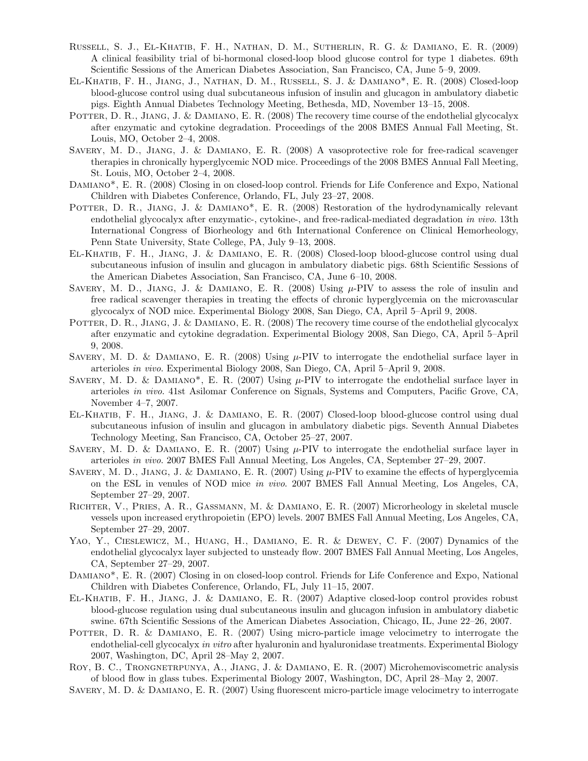Russell, S. J., El-Khatib, F. H., Nathan, D. M., Sutherlin, R. G. & Damiano, E. R. (2009) A clinical feasibility trial of bi-hormonal closed-loop blood glucose control for type 1 diabetes. 69th Scientific Sessions of the American Diabetes Association, San Francisco, CA, June 5–9, 2009.

El-Khatib, F. H., Jiang, J., Nathan, D. M., Russell, S. J. & Damiano*, E. R. (2008) Closed-loop blood-glucose control using dual subcutaneous infusion of insulin and glucagon in ambulatory diabetic pigs. Eighth Annual Diabetes Technology Meeting, Bethesda, MD, November 13–15, 2008.

Potter, D. R., Jiang, J. & Damiano, E. R. (2008) The recovery time course of the endothelial glycocalyx after enzymatic and cytokine degradation. Proceedings of the 2008 BMES Annual Fall Meeting, St. Louis, MO, October 2–4, 2008.

Savery, M. D., Jiang, J. & Damiano, E. R. (2008) A vasoprotective role for free-radical scavenger therapies in chronically hyperglycemic NOD mice. Proceedings of the 2008 BMES Annual Fall Meeting, St. Louis, MO, October 2–4, 2008.

Damiano*, E. R. (2008) Closing in on closed-loop control. Friends for Life Conference and Expo, National Children with Diabetes Conference, Orlando, FL, July 23–27, 2008.

Potter, D. R., Jiang, J. & Damiano*, E. R. (2008) Restoration of the hydrodynamically relevant endothelial glycocalyx after enzymatic-, cytokine-, and free-radical-mediated degradation *in vivo*. 13th International Congress of Biorheology and 6th International Conference on Clinical Hemorheology, Penn State University, State College, PA, July 9–13, 2008.

El-Khatib, F. H., Jiang, J. & Damiano, E. R. (2008) Closed-loop blood-glucose control using dual subcutaneous infusion of insulin and glucagon in ambulatory diabetic pigs. 68th Scientific Sessions of the American Diabetes Association, San Francisco, CA, June 6–10, 2008.

Savery, M. D., Jiang, J. & Damiano, E. R. (2008) Using $\mu$-PIV to assess the role of insulin and free radical scavenger therapies in treating the effects of chronic hyperglycemia on the microvascular glycocalyx of NOD mice. Experimental Biology 2008, San Diego, CA, April 5–April 9, 2008.

Potter, D. R., Jiang, J. & Damiano, E. R. (2008) The recovery time course of the endothelial glycocalyx after enzymatic and cytokine degradation. Experimental Biology 2008, San Diego, CA, April 5–April 9, 2008.

Savery, M. D. & Damiano, E. R. (2008) Using $\mu$-PIV to interrogate the endothelial surface layer in arterioles *in vivo*. Experimental Biology 2008, San Diego, CA, April 5–April 9, 2008.

Savery, M. D. & Damiano*, E. R. (2007) Using $\mu$-PIV to interrogate the endothelial surface layer in arterioles *in vivo*. 41st Asilomar Conference on Signals, Systems and Computers, Pacific Grove, CA, November 4–7, 2007.

El-Khatib, F. H., Jiang, J. & Damiano, E. R. (2007) Closed-loop blood-glucose control using dual subcutaneous infusion of insulin and glucagon in ambulatory diabetic pigs. Seventh Annual Diabetes Technology Meeting, San Francisco, CA, October 25–27, 2007.

Savery, M. D. & Damiano, E. R. (2007) Using $\mu$-PIV to interrogate the endothelial surface layer in arterioles *in vivo*. 2007 BMES Fall Annual Meeting, Los Angeles, CA, September 27–29, 2007.

Savery, M. D., Jiang, J. & Damiano, E. R. (2007) Using $\mu$-PIV to examine the effects of hyperglycemia on the ESL in venules of NOD mice *in vivo*. 2007 BMES Fall Annual Meeting, Los Angeles, CA, September 27–29, 2007.

Richter, V., Pries, A. R., Gassmann, M. & Damiano, E. R. (2007) Microrheology in skeletal muscle vessels upon increased erythropoietin (EPO) levels. 2007 BMES Fall Annual Meeting, Los Angeles, CA, September 27–29, 2007.

Yao, Y., Cieslewicz, M., Huang, H., Damiano, E. R. & Dewey, C. F. (2007) Dynamics of the endothelial glycocalyx layer subjected to unsteady flow. 2007 BMES Fall Annual Meeting, Los Angeles, CA, September 27–29, 2007.

Damiano*, E. R. (2007) Closing in on closed-loop control. Friends for Life Conference and Expo, National Children with Diabetes Conference, Orlando, FL, July 11–15, 2007.

El-Khatib, F. H., Jiang, J. & Damiano, E. R. (2007) Adaptive closed-loop control provides robust blood-glucose regulation using dual subcutaneous insulin and glucagon infusion in ambulatory diabetic swine. 67th Scientific Sessions of the American Diabetes Association, Chicago, IL, June 22–26, 2007.

Potter, D. R. & Damiano, E. R. (2007) Using micro-particle image velocimetry to interrogate the endothelial-cell glycocalyx *in vitro* after hyaluronin and hyaluronidase treatments. Experimental Biology 2007, Washington, DC, April 28–May 2, 2007.

Roy, B. C., Trongnetrpunya, A., Jiang, J. & Damiano, E. R. (2007) Microhemoviscometric analysis of blood flow in glass tubes. Experimental Biology 2007, Washington, DC, April 28–May 2, 2007.

Savery, M. D. & Damiano, E. R. (2007) Using fluorescent micro-particle image velocimetry to interrogate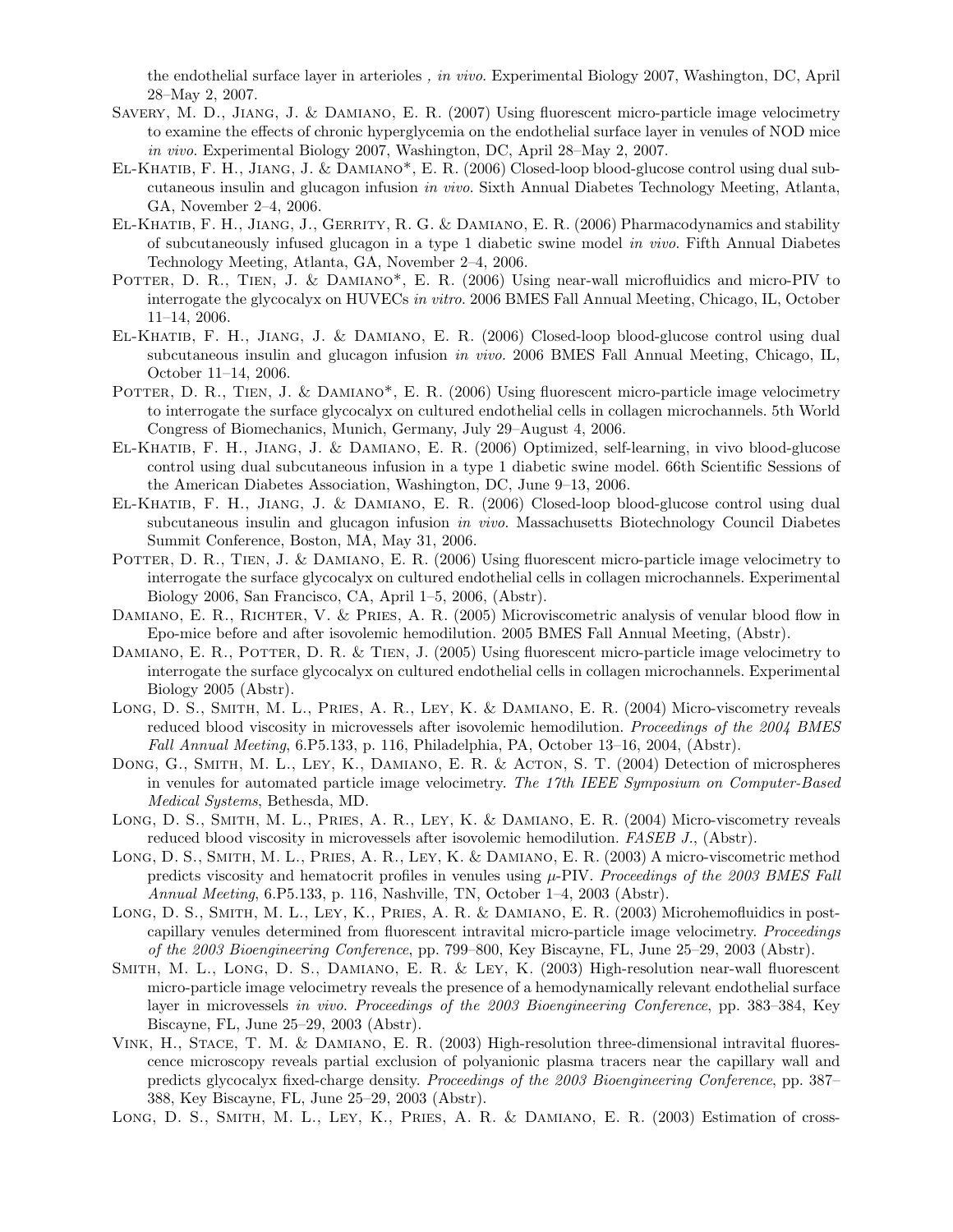the endothelial surface layer in arterioles *, in vivo*. Experimental Biology 2007, Washington, DC, April 28–May 2, 2007.

Savery, M. D., Jiang, J. & Damiano, E. R. (2007) Using fluorescent micro-particle image velocimetry to examine the effects of chronic hyperglycemia on the endothelial surface layer in venules of NOD mice *in vivo*. Experimental Biology 2007, Washington, DC, April 28–May 2, 2007.

El-Khatib, F. H., Jiang, J. & Damiano*, E. R. (2006) Closed-loop blood-glucose control using dual subcutaneous insulin and glucagon infusion *in vivo*. Sixth Annual Diabetes Technology Meeting, Atlanta, GA, November 2–4, 2006.

El-Khatib, F. H., Jiang, J., Gerrity, R. G. & Damiano, E. R. (2006) Pharmacodynamics and stability of subcutaneously infused glucagon in a type 1 diabetic swine model *in vivo*. Fifth Annual Diabetes Technology Meeting, Atlanta, GA, November 2–4, 2006.

Potter, D. R., Tien, J. & Damiano*, E. R. (2006) Using near-wall microfluidics and micro-PIV to interrogate the glycocalyx on HUVECs *in vitro*. 2006 BMES Fall Annual Meeting, Chicago, IL, October 11–14, 2006.

El-Khatib, F. H., Jiang, J. & Damiano, E. R. (2006) Closed-loop blood-glucose control using dual subcutaneous insulin and glucagon infusion *in vivo*. 2006 BMES Fall Annual Meeting, Chicago, IL, October 11–14, 2006.

Potter, D. R., Tien, J. & Damiano*, E. R. (2006) Using fluorescent micro-particle image velocimetry to interrogate the surface glycocalyx on cultured endothelial cells in collagen microchannels. 5th World Congress of Biomechanics, Munich, Germany, July 29–August 4, 2006.

El-Khatib, F. H., Jiang, J. & Damiano, E. R. (2006) Optimized, self-learning, in vivo blood-glucose control using dual subcutaneous infusion in a type 1 diabetic swine model. 66th Scientific Sessions of the American Diabetes Association, Washington, DC, June 9–13, 2006.

El-Khatib, F. H., Jiang, J. & Damiano, E. R. (2006) Closed-loop blood-glucose control using dual subcutaneous insulin and glucagon infusion *in vivo*. Massachusetts Biotechnology Council Diabetes Summit Conference, Boston, MA, May 31, 2006.

Potter, D. R., Tien, J. & Damiano, E. R. (2006) Using fluorescent micro-particle image velocimetry to interrogate the surface glycocalyx on cultured endothelial cells in collagen microchannels. Experimental Biology 2006, San Francisco, CA, April 1–5, 2006, (Abstr).

Damiano, E. R., Richter, V. & Pries, A. R. (2005) Microviscometric analysis of venular blood flow in Epo-mice before and after isovolemic hemodilution. 2005 BMES Fall Annual Meeting, (Abstr).

Damiano, E. R., Potter, D. R. & Tien, J. (2005) Using fluorescent micro-particle image velocimetry to interrogate the surface glycocalyx on cultured endothelial cells in collagen microchannels. Experimental Biology 2005 (Abstr).

Long, D. S., Smith, M. L., Pries, A. R., Ley, K. & Damiano, E. R. (2004) Micro-viscometry reveals reduced blood viscosity in microvessels after isovolemic hemodilution. *Proceedings of the 2004 BMES Fall Annual Meeting*, 6.P5.133, p. 116, Philadelphia, PA, October 13–16, 2004, (Abstr).

Dong, G., Smith, M. L., Ley, K., Damiano, E. R. & Acton, S. T. (2004) Detection of microspheres in venules for automated particle image velocimetry. *The 17th IEEE Symposium on Computer-Based Medical Systems*, Bethesda, MD.

Long, D. S., Smith, M. L., Pries, A. R., Ley, K. & Damiano, E. R. (2004) Micro-viscometry reveals reduced blood viscosity in microvessels after isovolemic hemodilution. *FASEB J.*, (Abstr).

Long, D. S., Smith, M. L., Pries, A. R., Ley, K. & Damiano, E. R. (2003) A micro-viscometric method predicts viscosity and hematocrit profiles in venules using $\mu$-PIV. *Proceedings of the 2003 BMES Fall Annual Meeting*, 6.P5.133, p. 116, Nashville, TN, October 1–4, 2003 (Abstr).

Long, D. S., Smith, M. L., Ley, K., Pries, A. R. & Damiano, E. R. (2003) Microhemofluidics in post-capillary venules determined from fluorescent intravital micro-particle image velocimetry. *Proceedings of the 2003 Bioengineering Conference*, pp. 799–800, Key Biscayne, FL, June 25–29, 2003 (Abstr).

Smith, M. L., Long, D. S., Damiano, E. R. & Ley, K. (2003) High-resolution near-wall fluorescent micro-particle image velocimetry reveals the presence of a hemodynamically relevant endothelial surface layer in microvessels *in vivo*. *Proceedings of the 2003 Bioengineering Conference*, pp. 383–384, Key Biscayne, FL, June 25–29, 2003 (Abstr).

Vink, H., Stace, T. M. & Damiano, E. R. (2003) High-resolution three-dimensional intravital fluorescence microscopy reveals partial exclusion of polyanionic plasma tracers near the capillary wall and predicts glycocalyx fixed-charge density. *Proceedings of the 2003 Bioengineering Conference*, pp. 387–388, Key Biscayne, FL, June 25–29, 2003 (Abstr).

Long, D. S., Smith, M. L., Ley, K., Pries, A. R. & Damiano, E. R. (2003) Estimation of cross-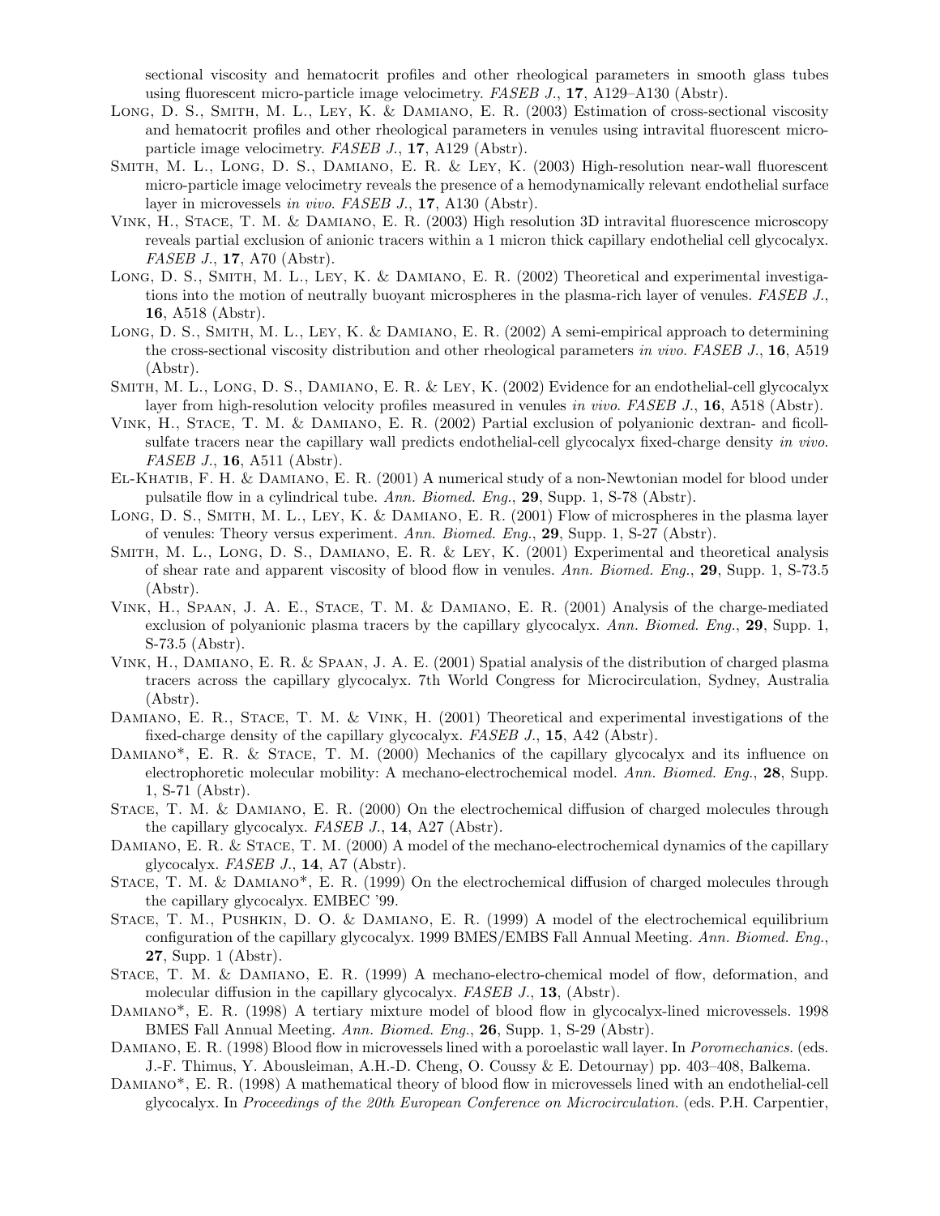sectional viscosity and hematocrit profiles and other rheological parameters in smooth glass tubes using fluorescent micro-particle image velocimetry. *FASEB J.*, **17**, A129–A130 (Abstr).

Long, D. S., Smith, M. L., Ley, K. & Damiano, E. R. (2003) Estimation of cross-sectional viscosity and hematocrit profiles and other rheological parameters in venules using intravital fluorescent micro-particle image velocimetry. *FASEB J.*, **17**, A129 (Abstr).

Smith, M. L., Long, D. S., Damiano, E. R. & Ley, K. (2003) High-resolution near-wall fluorescent micro-particle image velocimetry reveals the presence of a hemodynamically relevant endothelial surface layer in microvessels *in vivo*. *FASEB J.*, **17**, A130 (Abstr).

Vink, H., Stace, T. M. & Damiano, E. R. (2003) High resolution 3D intravital fluorescence microscopy reveals partial exclusion of anionic tracers within a 1 micron thick capillary endothelial cell glycocalyx. *FASEB J.*, **17**, A70 (Abstr).

Long, D. S., Smith, M. L., Ley, K. & Damiano, E. R. (2002) Theoretical and experimental investigations into the motion of neutrally buoyant microspheres in the plasma-rich layer of venules. *FASEB J.*, **16**, A518 (Abstr).

Long, D. S., Smith, M. L., Ley, K. & Damiano, E. R. (2002) A semi-empirical approach to determining the cross-sectional viscosity distribution and other rheological parameters *in vivo*. *FASEB J.*, **16**, A519 (Abstr).

Smith, M. L., Long, D. S., Damiano, E. R. & Ley, K. (2002) Evidence for an endothelial-cell glycocalyx layer from high-resolution velocity profiles measured in venules *in vivo*. *FASEB J.*, **16**, A518 (Abstr).

Vink, H., Stace, T. M. & Damiano, E. R. (2002) Partial exclusion of polyanionic dextran- and ficoll-sulfate tracers near the capillary wall predicts endothelial-cell glycocalyx fixed-charge density *in vivo*. *FASEB J.*, **16**, A511 (Abstr).

El-Khatib, F. H. & Damiano, E. R. (2001) A numerical study of a non-Newtonian model for blood under pulsatile flow in a cylindrical tube. *Ann. Biomed. Eng.*, **29**, Supp. 1, S-78 (Abstr).

Long, D. S., Smith, M. L., Ley, K. & Damiano, E. R. (2001) Flow of microspheres in the plasma layer of venules: Theory versus experiment. *Ann. Biomed. Eng.*, **29**, Supp. 1, S-27 (Abstr).

Smith, M. L., Long, D. S., Damiano, E. R. & Ley, K. (2001) Experimental and theoretical analysis of shear rate and apparent viscosity of blood flow in venules. *Ann. Biomed. Eng.*, **29**, Supp. 1, S-73.5 (Abstr).

Vink, H., Spaan, J. A. E., Stace, T. M. & Damiano, E. R. (2001) Analysis of the charge-mediated exclusion of polyanionic plasma tracers by the capillary glycocalyx. *Ann. Biomed. Eng.*, **29**, Supp. 1, S-73.5 (Abstr).

Vink, H., Damiano, E. R. & Spaan, J. A. E. (2001) Spatial analysis of the distribution of charged plasma tracers across the capillary glycocalyx. 7th World Congress for Microcirculation, Sydney, Australia (Abstr).

Damiano, E. R., Stace, T. M. & Vink, H. (2001) Theoretical and experimental investigations of the fixed-charge density of the capillary glycocalyx. *FASEB J.*, **15**, A42 (Abstr).

Damiano*, E. R. & Stace, T. M. (2000) Mechanics of the capillary glycocalyx and its influence on electrophoretic molecular mobility: A mechano-electrochemical model. *Ann. Biomed. Eng.*, **28**, Supp. 1, S-71 (Abstr).

Stace, T. M. & Damiano, E. R. (2000) On the electrochemical diffusion of charged molecules through the capillary glycocalyx. *FASEB J.*, **14**, A27 (Abstr).

Damiano, E. R. & Stace, T. M. (2000) A model of the mechano-electrochemical dynamics of the capillary glycocalyx. *FASEB J.*, **14**, A7 (Abstr).

Stace, T. M. & Damiano*, E. R. (1999) On the electrochemical diffusion of charged molecules through the capillary glycocalyx. EMBEC '99.

Stace, T. M., Pushkin, D. O. & Damiano, E. R. (1999) A model of the electrochemical equilibrium configuration of the capillary glycocalyx. 1999 BMES/EMBS Fall Annual Meeting. *Ann. Biomed. Eng.*, **27**, Supp. 1 (Abstr).

Stace, T. M. & Damiano, E. R. (1999) A mechano-electro-chemical model of flow, deformation, and molecular diffusion in the capillary glycocalyx. *FASEB J.*, **13**, (Abstr).

Damiano*, E. R. (1998) A tertiary mixture model of blood flow in glycocalyx-lined microvessels. 1998 BMES Fall Annual Meeting. *Ann. Biomed. Eng.*, **26**, Supp. 1, S-29 (Abstr).

Damiano, E. R. (1998) Blood flow in microvessels lined with a poroelastic wall layer. In *Poromechanics.* (eds. J.-F. Thimus, Y. Abousleiman, A.H.-D. Cheng, O. Coussy & E. Detournay) pp. 403–408, Balkema.

Damiano*, E. R. (1998) A mathematical theory of blood flow in microvessels lined with an endothelial-cell glycocalyx. In *Proceedings of the 20th European Conference on Microcirculation.* (eds. P.H. Carpentier,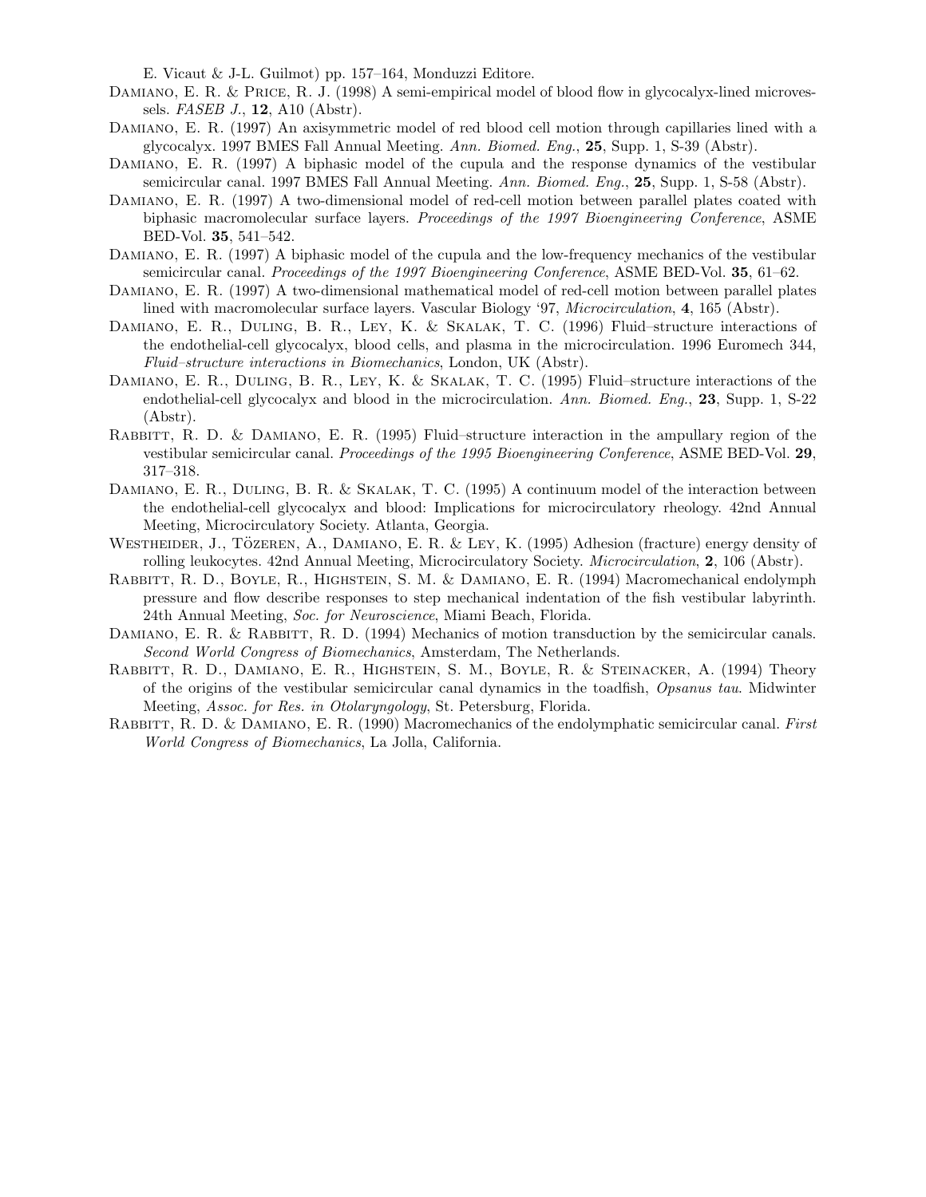E. Vicaut & J-L. Guilmot) pp. 157–164, Monduzzi Editore.

Damiano, E. R. & Price, R. J. (1998) A semi-empirical model of blood flow in glycocalyx-lined microvessels. *FASEB J.*, **12**, A10 (Abstr).

Damiano, E. R. (1997) An axisymmetric model of red blood cell motion through capillaries lined with a glycocalyx. 1997 BMES Fall Annual Meeting. *Ann. Biomed. Eng.*, **25**, Supp. 1, S-39 (Abstr).

Damiano, E. R. (1997) A biphasic model of the cupula and the response dynamics of the vestibular semicircular canal. 1997 BMES Fall Annual Meeting. *Ann. Biomed. Eng.*, **25**, Supp. 1, S-58 (Abstr).

Damiano, E. R. (1997) A two-dimensional model of red-cell motion between parallel plates coated with biphasic macromolecular surface layers. *Proceedings of the 1997 Bioengineering Conference*, ASME BED-Vol. **35**, 541–542.

Damiano, E. R. (1997) A biphasic model of the cupula and the low-frequency mechanics of the vestibular semicircular canal. *Proceedings of the 1997 Bioengineering Conference*, ASME BED-Vol. **35**, 61–62.

Damiano, E. R. (1997) A two-dimensional mathematical model of red-cell motion between parallel plates lined with macromolecular surface layers. Vascular Biology '97, *Microcirculation*, **4**, 165 (Abstr).

Damiano, E. R., Duling, B. R., Ley, K. & Skalak, T. C. (1996) Fluid–structure interactions of the endothelial-cell glycocalyx, blood cells, and plasma in the microcirculation. 1996 Euromech 344, *Fluid–structure interactions in Biomechanics*, London, UK (Abstr).

Damiano, E. R., Duling, B. R., Ley, K. & Skalak, T. C. (1995) Fluid–structure interactions of the endothelial-cell glycocalyx and blood in the microcirculation. *Ann. Biomed. Eng.*, **23**, Supp. 1, S-22 (Abstr).

Rabbitt, R. D. & Damiano, E. R. (1995) Fluid–structure interaction in the ampullary region of the vestibular semicircular canal. *Proceedings of the 1995 Bioengineering Conference*, ASME BED-Vol. **29**, 317–318.

Damiano, E. R., Duling, B. R. & Skalak, T. C. (1995) A continuum model of the interaction between the endothelial-cell glycocalyx and blood: Implications for microcirculatory rheology. 42nd Annual Meeting, Microcirculatory Society. Atlanta, Georgia.

Westheider, J., Tözeren, A., Damiano, E. R. & Ley, K. (1995) Adhesion (fracture) energy density of rolling leukocytes. 42nd Annual Meeting, Microcirculatory Society. *Microcirculation*, **2**, 106 (Abstr).

Rabbitt, R. D., Boyle, R., Highstein, S. M. & Damiano, E. R. (1994) Macromechanical endolymph pressure and flow describe responses to step mechanical indentation of the fish vestibular labyrinth. 24th Annual Meeting, *Soc. for Neuroscience*, Miami Beach, Florida.

Damiano, E. R. & Rabbitt, R. D. (1994) Mechanics of motion transduction by the semicircular canals. *Second World Congress of Biomechanics*, Amsterdam, The Netherlands.

Rabbitt, R. D., Damiano, E. R., Highstein, S. M., Boyle, R. & Steinacker, A. (1994) Theory of the origins of the vestibular semicircular canal dynamics in the toadfish, *Opsanus tau*. Midwinter Meeting, *Assoc. for Res. in Otolaryngology*, St. Petersburg, Florida.

Rabbitt, R. D. & Damiano, E. R. (1990) Macromechanics of the endolymphatic semicircular canal. *First World Congress of Biomechanics*, La Jolla, California.